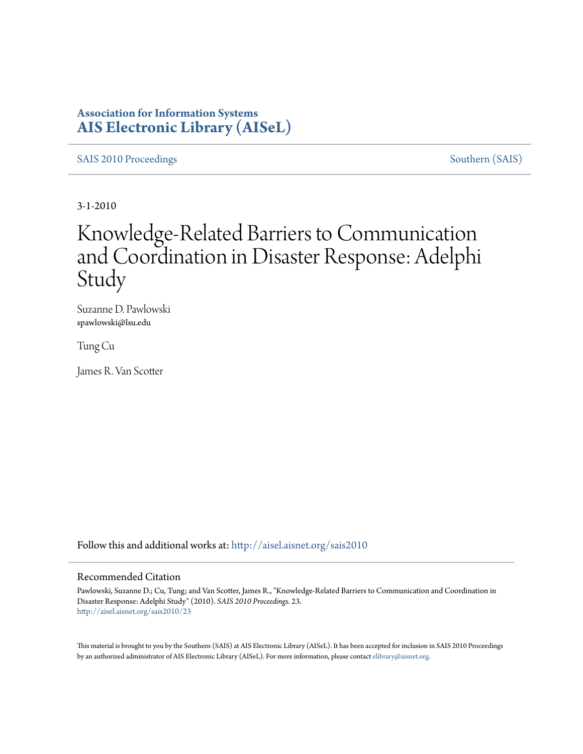**Association for Information Systems**
**AIS Electronic Library (AISeL)**

SAIS 2010 Proceedings — Southern (SAIS)

3-1-2010

# Knowledge-Related Barriers to Communication and Coordination in Disaster Response: Adelphi Study

Suzanne D. Pawlowski
spawlowski@lsu.edu

Tung Cu

James R. Van Scotter

Follow this and additional works at: http://aisel.aisnet.org/sais2010

## Recommended Citation

Pawlowski, Suzanne D.; Cu, Tung; and Van Scotter, James R., "Knowledge-Related Barriers to Communication and Coordination in Disaster Response: Adelphi Study" (2010). *SAIS 2010 Proceedings*. 23.
http://aisel.aisnet.org/sais2010/23

This material is brought to you by the Southern (SAIS) at AIS Electronic Library (AISeL). It has been accepted for inclusion in SAIS 2010 Proceedings by an authorized administrator of AIS Electronic Library (AISeL). For more information, please contact elibrary@aisnet.org.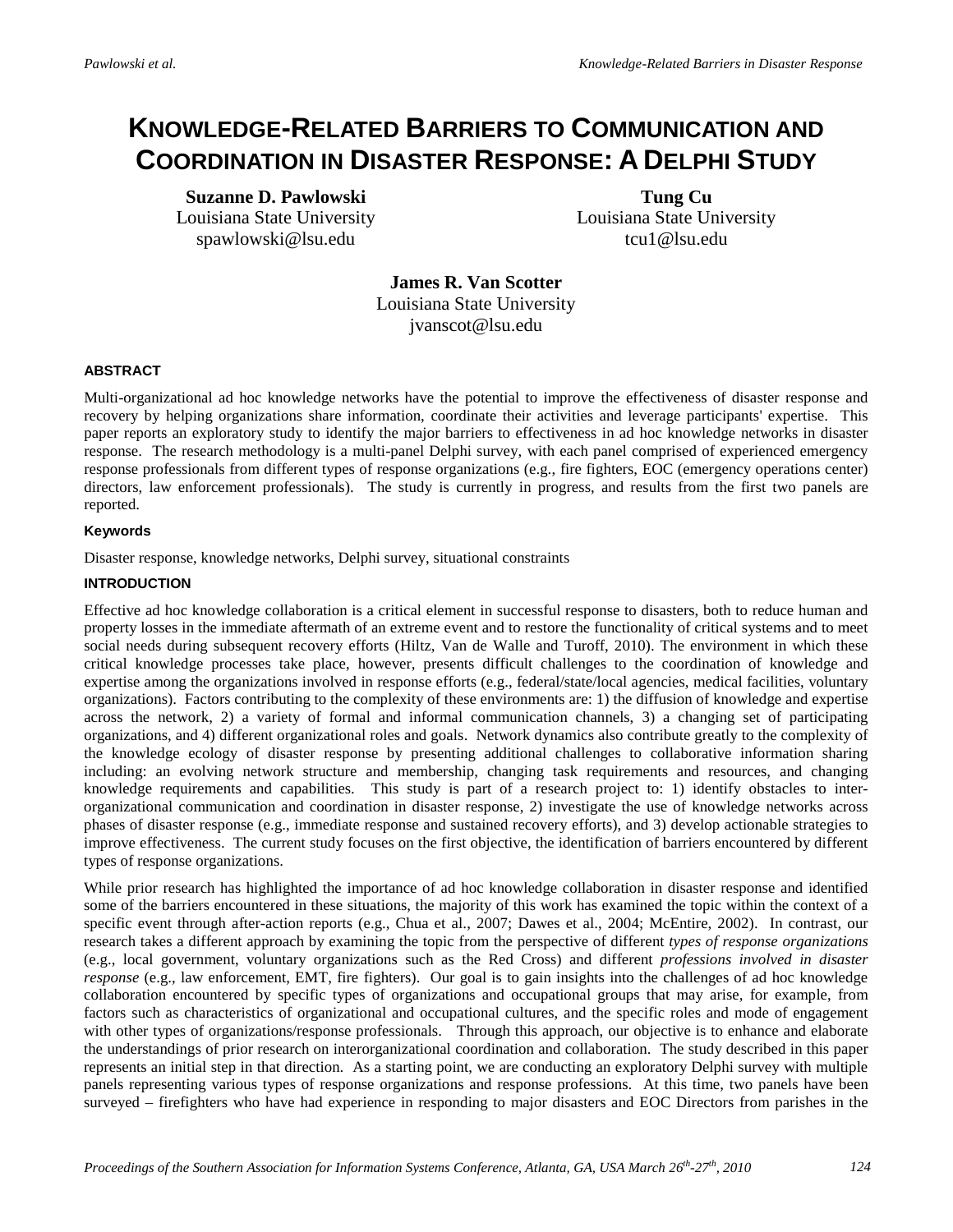# KNOWLEDGE-RELATED BARRIERS TO COMMUNICATION AND COORDINATION IN DISASTER RESPONSE: A DELPHI STUDY

**Suzanne D. Pawlowski**
Louisiana State University
spawlowski@lsu.edu

**Tung Cu**
Louisiana State University
tcu1@lsu.edu

**James R. Van Scotter**
Louisiana State University
jvanscot@lsu.edu

#### ABSTRACT

Multi-organizational ad hoc knowledge networks have the potential to improve the effectiveness of disaster response and recovery by helping organizations share information, coordinate their activities and leverage participants' expertise. This paper reports an exploratory study to identify the major barriers to effectiveness in ad hoc knowledge networks in disaster response. The research methodology is a multi-panel Delphi survey, with each panel comprised of experienced emergency response professionals from different types of response organizations (e.g., fire fighters, EOC (emergency operations center) directors, law enforcement professionals). The study is currently in progress, and results from the first two panels are reported.

#### Keywords

Disaster response, knowledge networks, Delphi survey, situational constraints

#### INTRODUCTION

Effective ad hoc knowledge collaboration is a critical element in successful response to disasters, both to reduce human and property losses in the immediate aftermath of an extreme event and to restore the functionality of critical systems and to meet social needs during subsequent recovery efforts (Hiltz, Van de Walle and Turoff, 2010). The environment in which these critical knowledge processes take place, however, presents difficult challenges to the coordination of knowledge and expertise among the organizations involved in response efforts (e.g., federal/state/local agencies, medical facilities, voluntary organizations). Factors contributing to the complexity of these environments are: 1) the diffusion of knowledge and expertise across the network, 2) a variety of formal and informal communication channels, 3) a changing set of participating organizations, and 4) different organizational roles and goals. Network dynamics also contribute greatly to the complexity of the knowledge ecology of disaster response by presenting additional challenges to collaborative information sharing including: an evolving network structure and membership, changing task requirements and resources, and changing knowledge requirements and capabilities. This study is part of a research project to: 1) identify obstacles to inter-organizational communication and coordination in disaster response, 2) investigate the use of knowledge networks across phases of disaster response (e.g., immediate response and sustained recovery efforts), and 3) develop actionable strategies to improve effectiveness. The current study focuses on the first objective, the identification of barriers encountered by different types of response organizations.

While prior research has highlighted the importance of ad hoc knowledge collaboration in disaster response and identified some of the barriers encountered in these situations, the majority of this work has examined the topic within the context of a specific event through after-action reports (e.g., Chua et al., 2007; Dawes et al., 2004; McEntire, 2002). In contrast, our research takes a different approach by examining the topic from the perspective of different *types of response organizations* (e.g., local government, voluntary organizations such as the Red Cross) and different *professions involved in disaster response* (e.g., law enforcement, EMT, fire fighters). Our goal is to gain insights into the challenges of ad hoc knowledge collaboration encountered by specific types of organizations and occupational groups that may arise, for example, from factors such as characteristics of organizational and occupational cultures, and the specific roles and mode of engagement with other types of organizations/response professionals. Through this approach, our objective is to enhance and elaborate the understandings of prior research on interorganizational coordination and collaboration. The study described in this paper represents an initial step in that direction. As a starting point, we are conducting an exploratory Delphi survey with multiple panels representing various types of response organizations and response professions. At this time, two panels have been surveyed – firefighters who have had experience in responding to major disasters and EOC Directors from parishes in the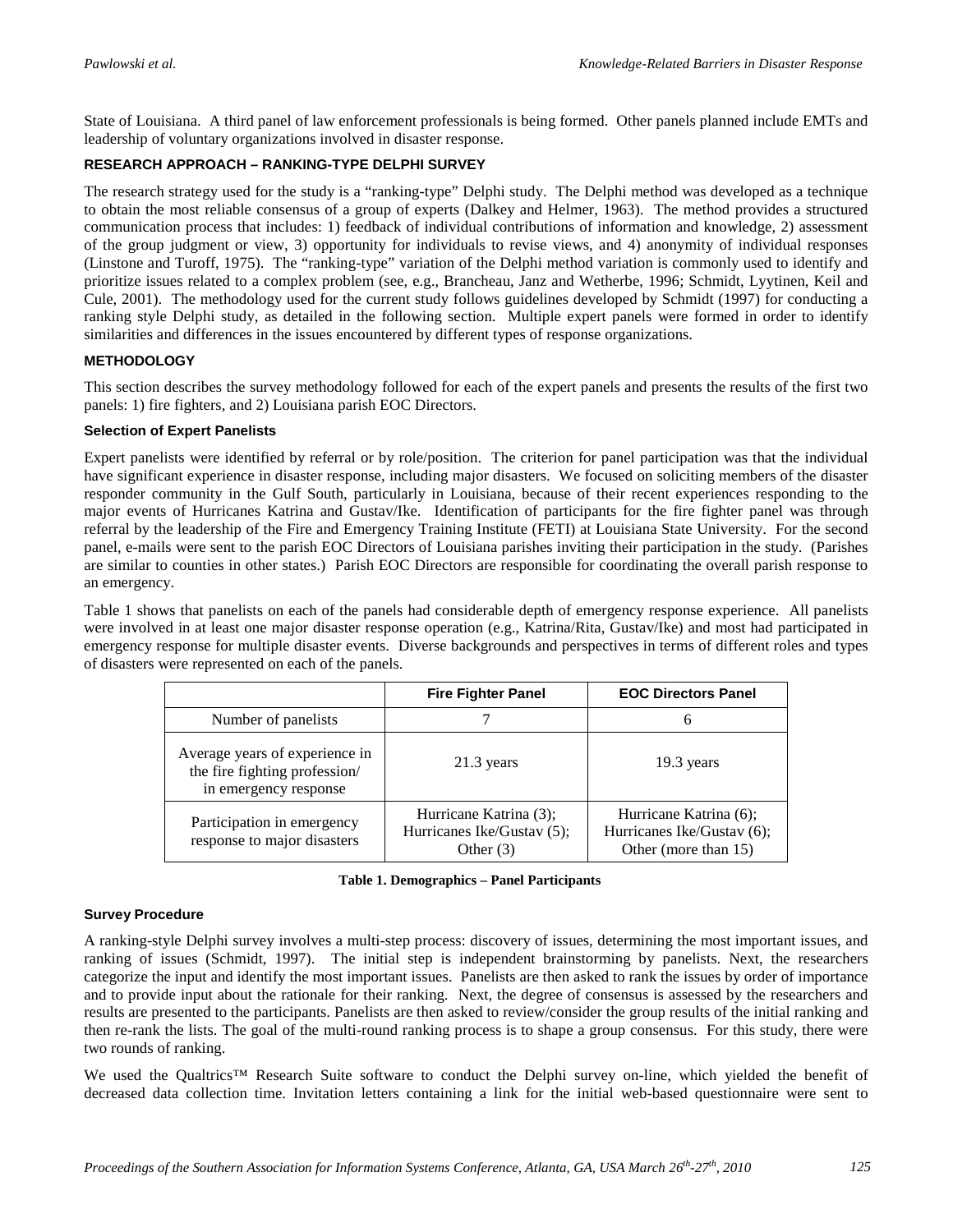State of Louisiana. A third panel of law enforcement professionals is being formed. Other panels planned include EMTs and leadership of voluntary organizations involved in disaster response.

## RESEARCH APPROACH – RANKING-TYPE DELPHI SURVEY

The research strategy used for the study is a "ranking-type" Delphi study. The Delphi method was developed as a technique to obtain the most reliable consensus of a group of experts (Dalkey and Helmer, 1963). The method provides a structured communication process that includes: 1) feedback of individual contributions of information and knowledge, 2) assessment of the group judgment or view, 3) opportunity for individuals to revise views, and 4) anonymity of individual responses (Linstone and Turoff, 1975). The "ranking-type" variation of the Delphi method variation is commonly used to identify and prioritize issues related to a complex problem (see, e.g., Brancheau, Janz and Wetherbe, 1996; Schmidt, Lyytinen, Keil and Cule, 2001). The methodology used for the current study follows guidelines developed by Schmidt (1997) for conducting a ranking style Delphi study, as detailed in the following section. Multiple expert panels were formed in order to identify similarities and differences in the issues encountered by different types of response organizations.

## METHODOLOGY

This section describes the survey methodology followed for each of the expert panels and presents the results of the first two panels: 1) fire fighters, and 2) Louisiana parish EOC Directors.

### Selection of Expert Panelists

Expert panelists were identified by referral or by role/position. The criterion for panel participation was that the individual have significant experience in disaster response, including major disasters. We focused on soliciting members of the disaster responder community in the Gulf South, particularly in Louisiana, because of their recent experiences responding to the major events of Hurricanes Katrina and Gustav/Ike. Identification of participants for the fire fighter panel was through referral by the leadership of the Fire and Emergency Training Institute (FETI) at Louisiana State University. For the second panel, e-mails were sent to the parish EOC Directors of Louisiana parishes inviting their participation in the study. (Parishes are similar to counties in other states.) Parish EOC Directors are responsible for coordinating the overall parish response to an emergency.

Table 1 shows that panelists on each of the panels had considerable depth of emergency response experience. All panelists were involved in at least one major disaster response operation (e.g., Katrina/Rita, Gustav/Ike) and most had participated in emergency response for multiple disaster events. Diverse backgrounds and perspectives in terms of different roles and types of disasters were represented on each of the panels.

| | Fire Fighter Panel | EOC Directors Panel |
|---|---|---|
| Number of panelists | 7 | 6 |
| Average years of experience in the fire fighting profession/ in emergency response | 21.3 years | 19.3 years |
| Participation in emergency response to major disasters | Hurricane Katrina (3); Hurricanes Ike/Gustav (5); Other (3) | Hurricane Katrina (6); Hurricanes Ike/Gustav (6); Other (more than 15) |

**Table 1. Demographics – Panel Participants**

### Survey Procedure

A ranking-style Delphi survey involves a multi-step process: discovery of issues, determining the most important issues, and ranking of issues (Schmidt, 1997). The initial step is independent brainstorming by panelists. Next, the researchers categorize the input and identify the most important issues. Panelists are then asked to rank the issues by order of importance and to provide input about the rationale for their ranking. Next, the degree of consensus is assessed by the researchers and results are presented to the participants. Panelists are then asked to review/consider the group results of the initial ranking and then re-rank the lists. The goal of the multi-round ranking process is to shape a group consensus. For this study, there were two rounds of ranking.

We used the Qualtrics™ Research Suite software to conduct the Delphi survey on-line, which yielded the benefit of decreased data collection time. Invitation letters containing a link for the initial web-based questionnaire were sent to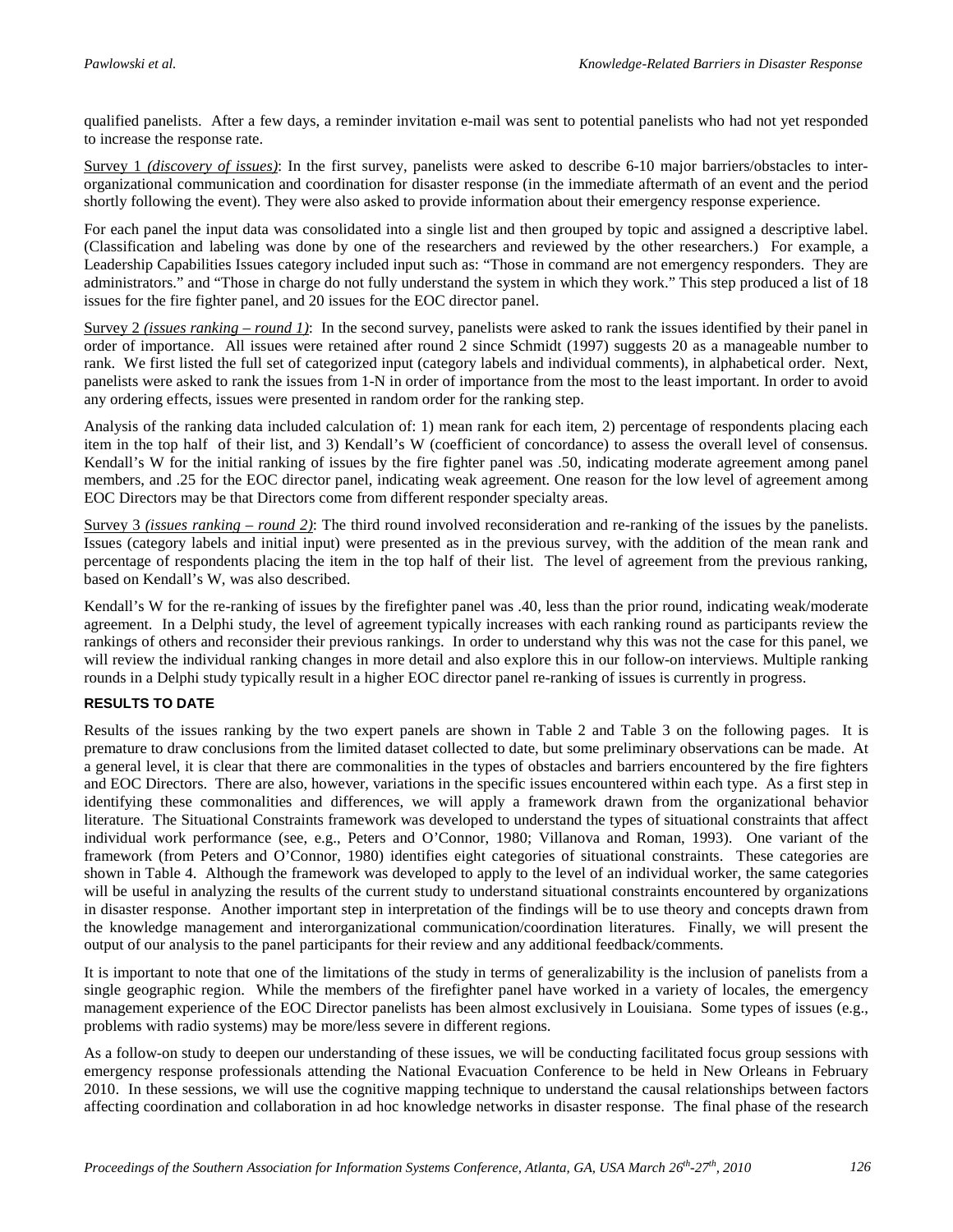qualified panelists. After a few days, a reminder invitation e-mail was sent to potential panelists who had not yet responded to increase the response rate.

Survey 1 *(discovery of issues)*: In the first survey, panelists were asked to describe 6-10 major barriers/obstacles to inter-organizational communication and coordination for disaster response (in the immediate aftermath of an event and the period shortly following the event). They were also asked to provide information about their emergency response experience.

For each panel the input data was consolidated into a single list and then grouped by topic and assigned a descriptive label. (Classification and labeling was done by one of the researchers and reviewed by the other researchers.) For example, a Leadership Capabilities Issues category included input such as: "Those in command are not emergency responders. They are administrators." and "Those in charge do not fully understand the system in which they work." This step produced a list of 18 issues for the fire fighter panel, and 20 issues for the EOC director panel.

Survey 2 *(issues ranking – round 1)*: In the second survey, panelists were asked to rank the issues identified by their panel in order of importance. All issues were retained after round 2 since Schmidt (1997) suggests 20 as a manageable number to rank. We first listed the full set of categorized input (category labels and individual comments), in alphabetical order. Next, panelists were asked to rank the issues from 1-N in order of importance from the most to the least important. In order to avoid any ordering effects, issues were presented in random order for the ranking step.

Analysis of the ranking data included calculation of: 1) mean rank for each item, 2) percentage of respondents placing each item in the top half of their list, and 3) Kendall's W (coefficient of concordance) to assess the overall level of consensus. Kendall's W for the initial ranking of issues by the fire fighter panel was .50, indicating moderate agreement among panel members, and .25 for the EOC director panel, indicating weak agreement. One reason for the low level of agreement among EOC Directors may be that Directors come from different responder specialty areas.

Survey 3 *(issues ranking – round 2)*: The third round involved reconsideration and re-ranking of the issues by the panelists. Issues (category labels and initial input) were presented as in the previous survey, with the addition of the mean rank and percentage of respondents placing the item in the top half of their list. The level of agreement from the previous ranking, based on Kendall's W, was also described.

Kendall's W for the re-ranking of issues by the firefighter panel was .40, less than the prior round, indicating weak/moderate agreement. In a Delphi study, the level of agreement typically increases with each ranking round as participants review the rankings of others and reconsider their previous rankings. In order to understand why this was not the case for this panel, we will review the individual ranking changes in more detail and also explore this in our follow-on interviews. Multiple ranking rounds in a Delphi study typically result in a higher EOC director panel re-ranking of issues is currently in progress.

## RESULTS TO DATE

Results of the issues ranking by the two expert panels are shown in Table 2 and Table 3 on the following pages. It is premature to draw conclusions from the limited dataset collected to date, but some preliminary observations can be made. At a general level, it is clear that there are commonalities in the types of obstacles and barriers encountered by the fire fighters and EOC Directors. There are also, however, variations in the specific issues encountered within each type. As a first step in identifying these commonalities and differences, we will apply a framework drawn from the organizational behavior literature. The Situational Constraints framework was developed to understand the types of situational constraints that affect individual work performance (see, e.g., Peters and O'Connor, 1980; Villanova and Roman, 1993). One variant of the framework (from Peters and O'Connor, 1980) identifies eight categories of situational constraints. These categories are shown in Table 4. Although the framework was developed to apply to the level of an individual worker, the same categories will be useful in analyzing the results of the current study to understand situational constraints encountered by organizations in disaster response. Another important step in interpretation of the findings will be to use theory and concepts drawn from the knowledge management and interorganizational communication/coordination literatures. Finally, we will present the output of our analysis to the panel participants for their review and any additional feedback/comments.

It is important to note that one of the limitations of the study in terms of generalizability is the inclusion of panelists from a single geographic region. While the members of the firefighter panel have worked in a variety of locales, the emergency management experience of the EOC Director panelists has been almost exclusively in Louisiana. Some types of issues (e.g., problems with radio systems) may be more/less severe in different regions.

As a follow-on study to deepen our understanding of these issues, we will be conducting facilitated focus group sessions with emergency response professionals attending the National Evacuation Conference to be held in New Orleans in February 2010. In these sessions, we will use the cognitive mapping technique to understand the causal relationships between factors affecting coordination and collaboration in ad hoc knowledge networks in disaster response. The final phase of the research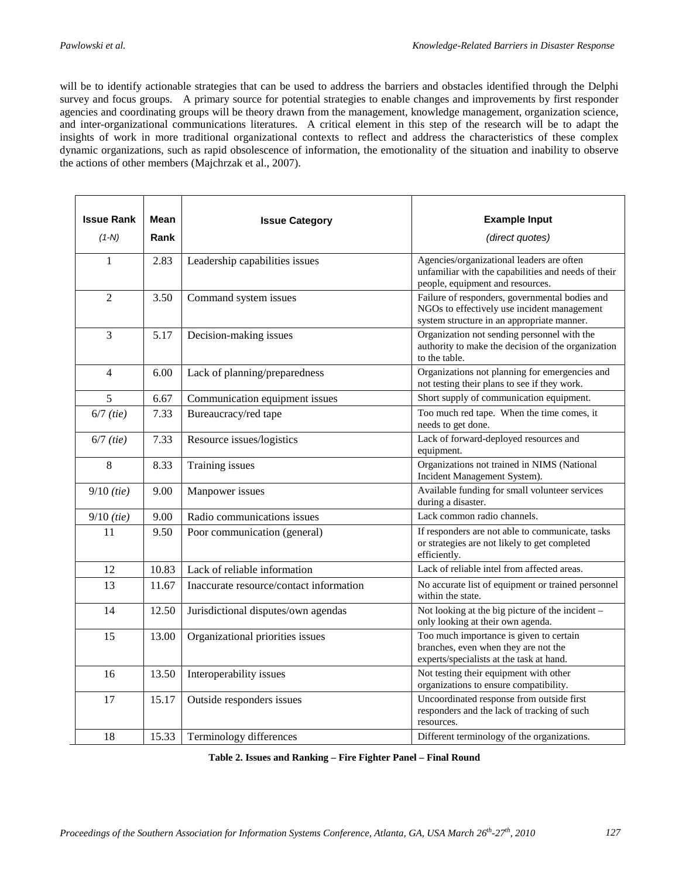will be to identify actionable strategies that can be used to address the barriers and obstacles identified through the Delphi survey and focus groups. A primary source for potential strategies to enable changes and improvements by first responder agencies and coordinating groups will be theory drawn from the management, knowledge management, organization science, and inter-organizational communications literatures. A critical element in this step of the research will be to adapt the insights of work in more traditional organizational contexts to reflect and address the characteristics of these complex dynamic organizations, such as rapid obsolescence of information, the emotionality of the situation and inability to observe the actions of other members (Majchrzak et al., 2007).

| **Issue Rank** *(1-N)* | **Mean Rank** | **Issue Category** | **Example Input** *(direct quotes)* |
|---|---|---|---|
| 1 | 2.83 | Leadership capabilities issues | Agencies/organizational leaders are often unfamiliar with the capabilities and needs of their people, equipment and resources. |
| 2 | 3.50 | Command system issues | Failure of responders, governmental bodies and NGOs to effectively use incident management system structure in an appropriate manner. |
| 3 | 5.17 | Decision-making issues | Organization not sending personnel with the authority to make the decision of the organization to the table. |
| 4 | 6.00 | Lack of planning/preparedness | Organizations not planning for emergencies and not testing their plans to see if they work. |
| 5 | 6.67 | Communication equipment issues | Short supply of communication equipment. |
| 6/7 *(tie)* | 7.33 | Bureaucracy/red tape | Too much red tape. When the time comes, it needs to get done. |
| 6/7 *(tie)* | 7.33 | Resource issues/logistics | Lack of forward-deployed resources and equipment. |
| 8 | 8.33 | Training issues | Organizations not trained in NIMS (National Incident Management System). |
| 9/10 *(tie)* | 9.00 | Manpower issues | Available funding for small volunteer services during a disaster. |
| 9/10 *(tie)* | 9.00 | Radio communications issues | Lack common radio channels. |
| 11 | 9.50 | Poor communication (general) | If responders are not able to communicate, tasks or strategies are not likely to get completed efficiently. |
| 12 | 10.83 | Lack of reliable information | Lack of reliable intel from affected areas. |
| 13 | 11.67 | Inaccurate resource/contact information | No accurate list of equipment or trained personnel within the state. |
| 14 | 12.50 | Jurisdictional disputes/own agendas | Not looking at the big picture of the incident – only looking at their own agenda. |
| 15 | 13.00 | Organizational priorities issues | Too much importance is given to certain branches, even when they are not the experts/specialists at the task at hand. |
| 16 | 13.50 | Interoperability issues | Not testing their equipment with other organizations to ensure compatibility. |
| 17 | 15.17 | Outside responders issues | Uncoordinated response from outside first responders and the lack of tracking of such resources. |
| 18 | 15.33 | Terminology differences | Different terminology of the organizations. |

**Table 2. Issues and Ranking – Fire Fighter Panel – Final Round**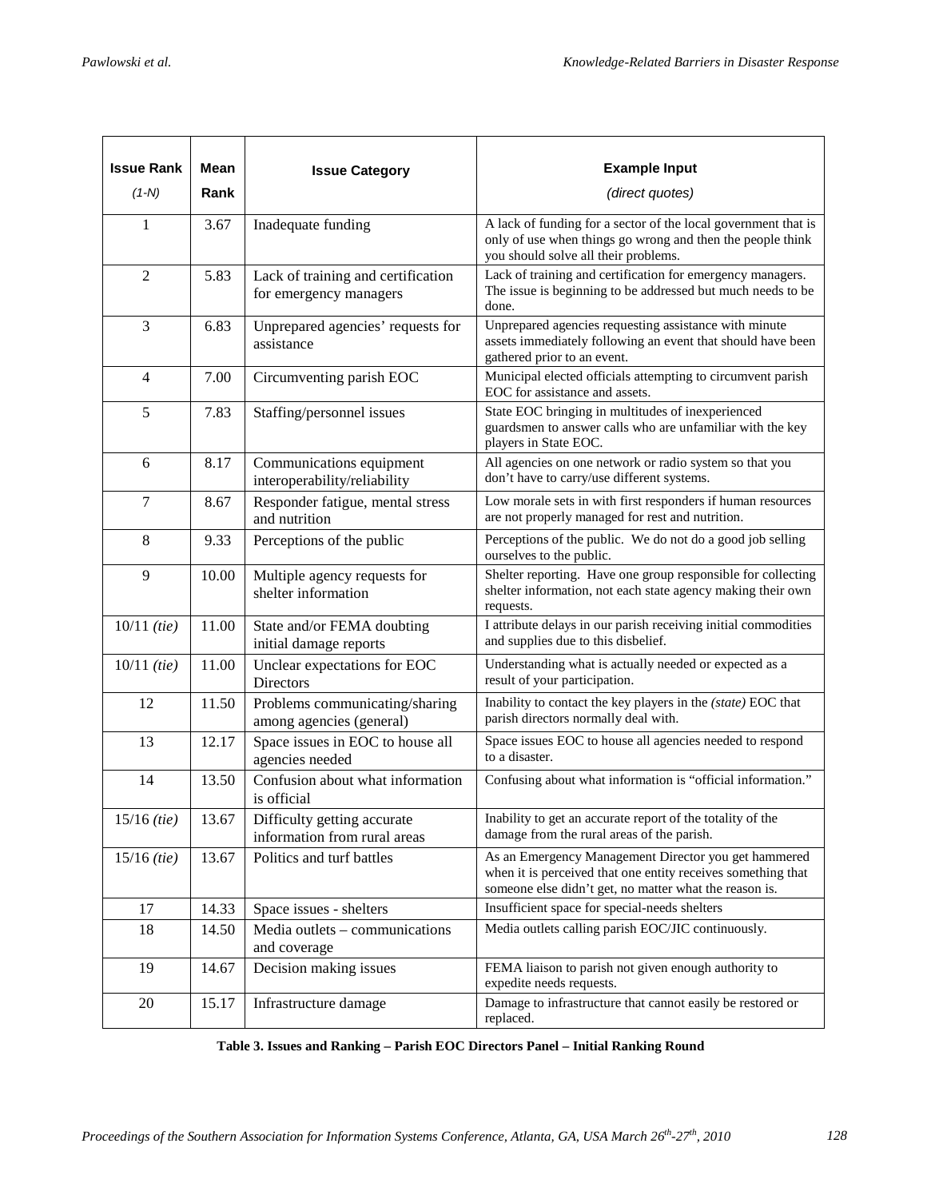| Issue Rank *(1-N)* | Mean Rank | Issue Category | Example Input *(direct quotes)* |
|---|---|---|---|
| 1 | 3.67 | Inadequate funding | A lack of funding for a sector of the local government that is only of use when things go wrong and then the people think you should solve all their problems. |
| 2 | 5.83 | Lack of training and certification for emergency managers | Lack of training and certification for emergency managers. The issue is beginning to be addressed but much needs to be done. |
| 3 | 6.83 | Unprepared agencies' requests for assistance | Unprepared agencies requesting assistance with minute assets immediately following an event that should have been gathered prior to an event. |
| 4 | 7.00 | Circumventing parish EOC | Municipal elected officials attempting to circumvent parish EOC for assistance and assets. |
| 5 | 7.83 | Staffing/personnel issues | State EOC bringing in multitudes of inexperienced guardsmen to answer calls who are unfamiliar with the key players in State EOC. |
| 6 | 8.17 | Communications equipment interoperability/reliability | All agencies on one network or radio system so that you don't have to carry/use different systems. |
| 7 | 8.67 | Responder fatigue, mental stress and nutrition | Low morale sets in with first responders if human resources are not properly managed for rest and nutrition. |
| 8 | 9.33 | Perceptions of the public | Perceptions of the public. We do not do a good job selling ourselves to the public. |
| 9 | 10.00 | Multiple agency requests for shelter information | Shelter reporting. Have one group responsible for collecting shelter information, not each state agency making their own requests. |
| 10/11 *(tie)* | 11.00 | State and/or FEMA doubting initial damage reports | I attribute delays in our parish receiving initial commodities and supplies due to this disbelief. |
| 10/11 *(tie)* | 11.00 | Unclear expectations for EOC Directors | Understanding what is actually needed or expected as a result of your participation. |
| 12 | 11.50 | Problems communicating/sharing among agencies (general) | Inability to contact the key players in the *(state)* EOC that parish directors normally deal with. |
| 13 | 12.17 | Space issues in EOC to house all agencies needed | Space issues EOC to house all agencies needed to respond to a disaster. |
| 14 | 13.50 | Confusion about what information is official | Confusing about what information is "official information." |
| 15/16 *(tie)* | 13.67 | Difficulty getting accurate information from rural areas | Inability to get an accurate report of the totality of the damage from the rural areas of the parish. |
| 15/16 *(tie)* | 13.67 | Politics and turf battles | As an Emergency Management Director you get hammered when it is perceived that one entity receives something that someone else didn't get, no matter what the reason is. |
| 17 | 14.33 | Space issues - shelters | Insufficient space for special-needs shelters |
| 18 | 14.50 | Media outlets – communications and coverage | Media outlets calling parish EOC/JIC continuously. |
| 19 | 14.67 | Decision making issues | FEMA liaison to parish not given enough authority to expedite needs requests. |
| 20 | 15.17 | Infrastructure damage | Damage to infrastructure that cannot easily be restored or replaced. |

**Table 3. Issues and Ranking – Parish EOC Directors Panel – Initial Ranking Round**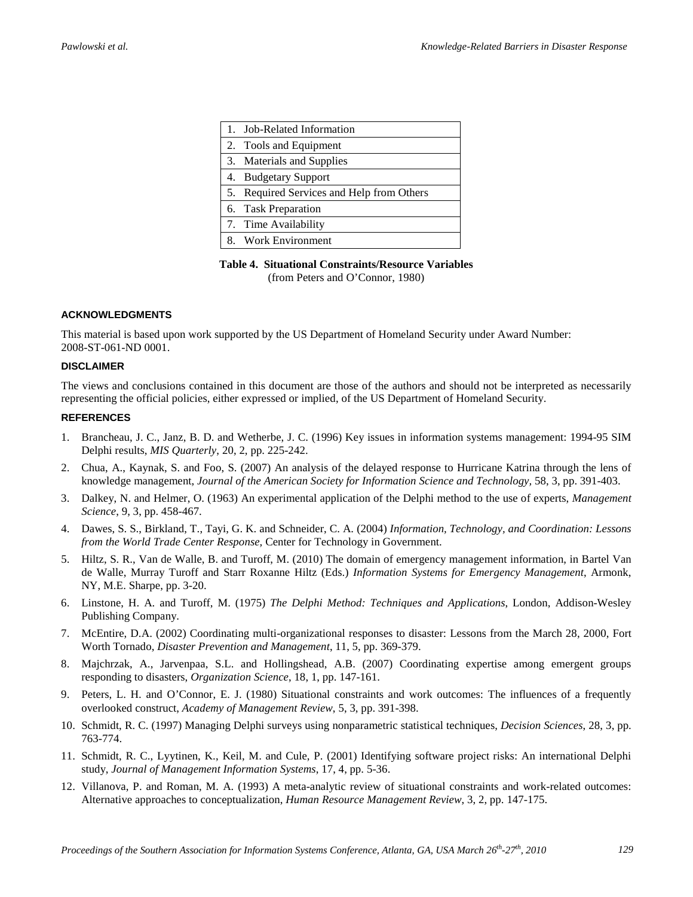| |
|---|
| 1. Job-Related Information |
| 2. Tools and Equipment |
| 3. Materials and Supplies |
| 4. Budgetary Support |
| 5. Required Services and Help from Others |
| 6. Task Preparation |
| 7. Time Availability |
| 8. Work Environment |

**Table 4. Situational Constraints/Resource Variables**
(from Peters and O'Connor, 1980)

### ACKNOWLEDGMENTS

This material is based upon work supported by the US Department of Homeland Security under Award Number: 2008-ST-061-ND 0001.

### DISCLAIMER

The views and conclusions contained in this document are those of the authors and should not be interpreted as necessarily representing the official policies, either expressed or implied, of the US Department of Homeland Security.

### REFERENCES

1. Brancheau, J. C., Janz, B. D. and Wetherbe, J. C. (1996) Key issues in information systems management: 1994-95 SIM Delphi results, *MIS Quarterly*, 20, 2, pp. 225-242.
2. Chua, A., Kaynak, S. and Foo, S. (2007) An analysis of the delayed response to Hurricane Katrina through the lens of knowledge management, *Journal of the American Society for Information Science and Technology,* 58, 3, pp. 391-403.
3. Dalkey, N. and Helmer, O. (1963) An experimental application of the Delphi method to the use of experts, *Management Science*, 9, 3, pp. 458-467.
4. Dawes, S. S., Birkland, T., Tayi, G. K. and Schneider, C. A. (2004) *Information, Technology, and Coordination: Lessons from the World Trade Center Response,* Center for Technology in Government.
5. Hiltz, S. R., Van de Walle, B. and Turoff, M. (2010) The domain of emergency management information, in Bartel Van de Walle, Murray Turoff and Starr Roxanne Hiltz (Eds.) *Information Systems for Emergency Management*, Armonk, NY, M.E. Sharpe, pp. 3-20.
6. Linstone, H. A. and Turoff, M. (1975) *The Delphi Method: Techniques and Applications,* London, Addison-Wesley Publishing Company.
7. McEntire, D.A. (2002) Coordinating multi-organizational responses to disaster: Lessons from the March 28, 2000, Fort Worth Tornado, *Disaster Prevention and Management*, 11, 5, pp. 369-379.
8. Majchrzak, A., Jarvenpaa, S.L. and Hollingshead, A.B. (2007) Coordinating expertise among emergent groups responding to disasters, *Organization Science*, 18, 1, pp. 147-161.
9. Peters, L. H. and O'Connor, E. J. (1980) Situational constraints and work outcomes: The influences of a frequently overlooked construct, *Academy of Management Review*, 5, 3, pp. 391-398.
10. Schmidt, R. C. (1997) Managing Delphi surveys using nonparametric statistical techniques, *Decision Sciences*, 28, 3, pp. 763-774.
11. Schmidt, R. C., Lyytinen, K., Keil, M. and Cule, P. (2001) Identifying software project risks: An international Delphi study, *Journal of Management Information Systems*, 17, 4, pp. 5-36.
12. Villanova, P. and Roman, M. A. (1993) A meta-analytic review of situational constraints and work-related outcomes: Alternative approaches to conceptualization, *Human Resource Management Review,* 3, 2, pp. 147-175.